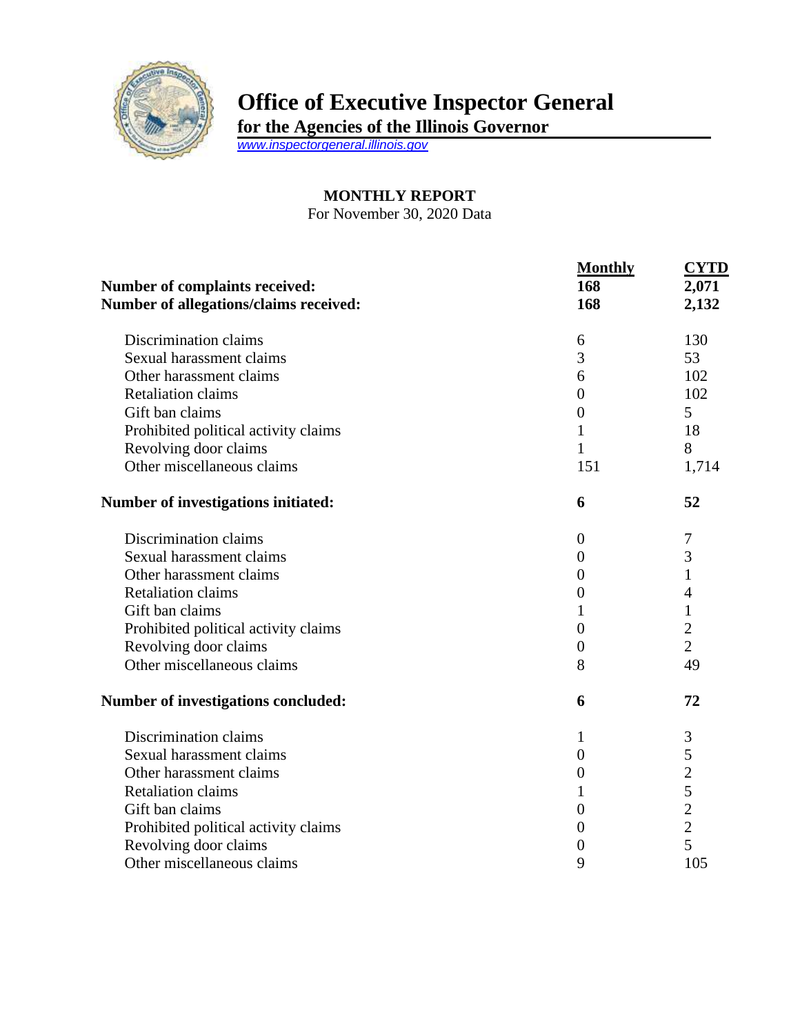# Office of Executive Inspector General

**for the Agencies of the Illinois Governor**

www.inspectorgeneral.illinois.gov

**MONTHLY REPORT**

For November 30, 2020 Data

| | Monthly | CYTD |
|---|---|---|
| **Number of complaints received:** | **168** | **2,071** |
| **Number of allegations/claims received:** | **168** | **2,132** |
| Discrimination claims | 6 | 130 |
| Sexual harassment claims | 3 | 53 |
| Other harassment claims | 6 | 102 |
| Retaliation claims | 0 | 102 |
| Gift ban claims | 0 | 5 |
| Prohibited political activity claims | 1 | 18 |
| Revolving door claims | 1 | 8 |
| Other miscellaneous claims | 151 | 1,714 |
| **Number of investigations initiated:** | **6** | **52** |
| Discrimination claims | 0 | 7 |
| Sexual harassment claims | 0 | 3 |
| Other harassment claims | 0 | 1 |
| Retaliation claims | 0 | 4 |
| Gift ban claims | 1 | 1 |
| Prohibited political activity claims | 0 | 2 |
| Revolving door claims | 0 | 2 |
| Other miscellaneous claims | 8 | 49 |
| **Number of investigations concluded:** | **6** | **72** |
| Discrimination claims | 1 | 3 |
| Sexual harassment claims | 0 | 5 |
| Other harassment claims | 0 | 2 |
| Retaliation claims | 1 | 5 |
| Gift ban claims | 0 | 2 |
| Prohibited political activity claims | 0 | 2 |
| Revolving door claims | 0 | 5 |
| Other miscellaneous claims | 9 | 105 |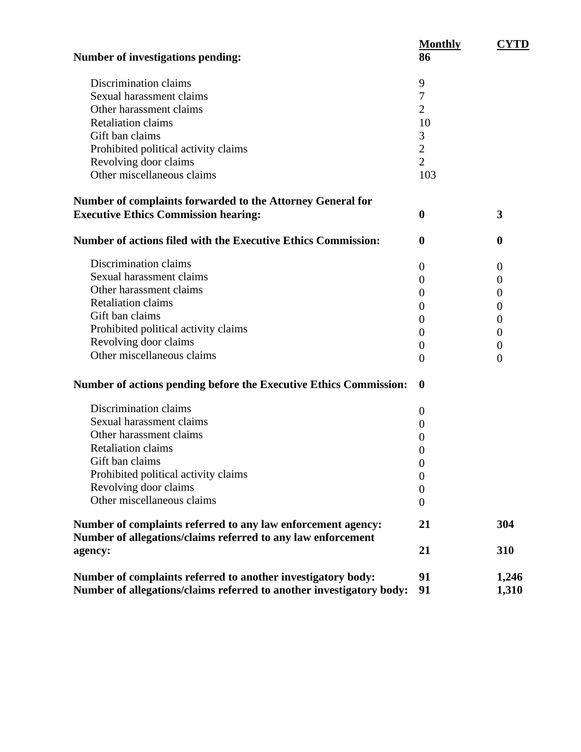| | Monthly | CYTD |
|---|---|---|
| **Number of investigations pending:** | **86** | |
| Discrimination claims | 9 | |
| Sexual harassment claims | 7 | |
| Other harassment claims | 2 | |
| Retaliation claims | 10 | |
| Gift ban claims | 3 | |
| Prohibited political activity claims | 2 | |
| Revolving door claims | 2 | |
| Other miscellaneous claims | 103 | |
| **Number of complaints forwarded to the Attorney General for Executive Ethics Commission hearing:** | **0** | **3** |
| **Number of actions filed with the Executive Ethics Commission:** | **0** | **0** |
| Discrimination claims | 0 | 0 |
| Sexual harassment claims | 0 | 0 |
| Other harassment claims | 0 | 0 |
| Retaliation claims | 0 | 0 |
| Gift ban claims | 0 | 0 |
| Prohibited political activity claims | 0 | 0 |
| Revolving door claims | 0 | 0 |
| Other miscellaneous claims | 0 | 0 |
| **Number of actions pending before the Executive Ethics Commission:** | **0** | |
| Discrimination claims | 0 | |
| Sexual harassment claims | 0 | |
| Other harassment claims | 0 | |
| Retaliation claims | 0 | |
| Gift ban claims | 0 | |
| Prohibited political activity claims | 0 | |
| Revolving door claims | 0 | |
| Other miscellaneous claims | 0 | |
| **Number of complaints referred to any law enforcement agency:** | **21** | **304** |
| **Number of allegations/claims referred to any law enforcement agency:** | **21** | **310** |
| **Number of complaints referred to another investigatory body:** | **91** | **1,246** |
| **Number of allegations/claims referred to another investigatory body:** | **91** | **1,310** |